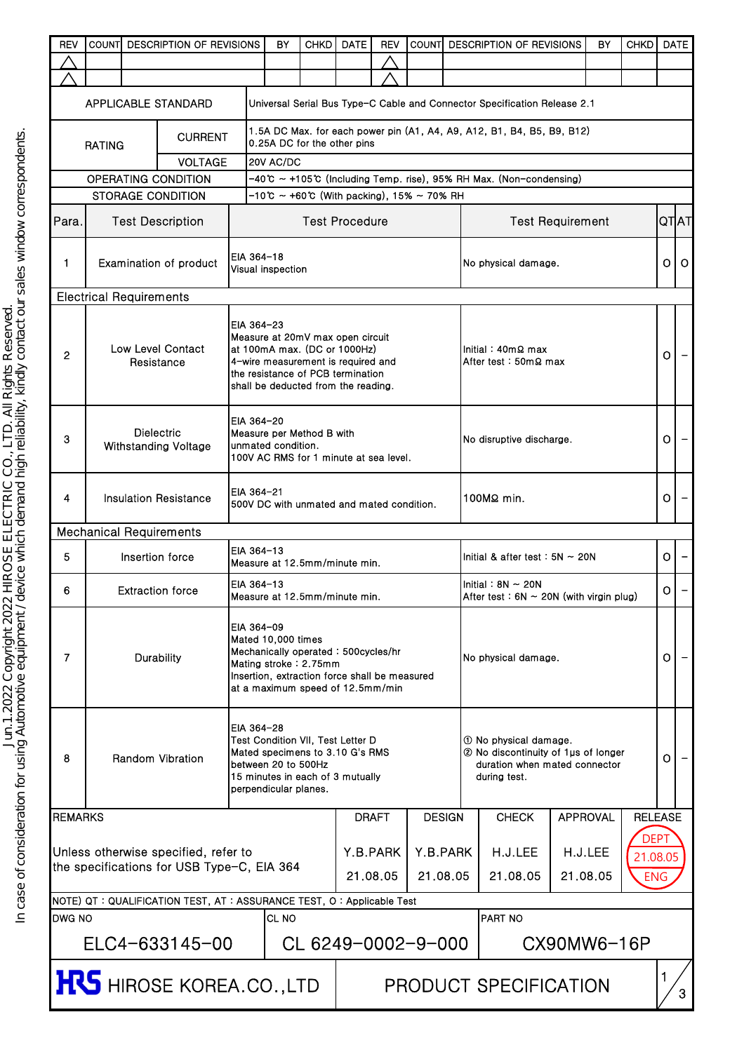In case of consideration for using Automotive equipment / device which demand high reliability, kindly contact our sales window correspondents.
Jun.1.2022 Copyright 2022 HIROSE ELECTRIC CO., LTD. All Rights Reserved.

| REV | COUNT | DESCRIPTION OF REVISIONS | BY | CHKD | DATE | REV | COUNT | DESCRIPTION OF REVISIONS | BY | CHKD | DATE |
|---|---|---|---|---|---|---|---|---|---|---|---|
| △ | | | | | | △ | | | | | |
| △ | | | | | | △ | | | | | |

| | | |
|---|---|---|
| APPLICABLE STANDARD | | Universal Serial Bus Type-C Cable and Connector Specification Release 2.1 |
| RATING | CURRENT | 1.5A DC Max. for each power pin (A1, A4, A9, A12, B1, B4, B5, B9, B12)<br>0.25A DC for the other pins |
| | VOLTAGE | 20V AC/DC |
| OPERATING CONDITION | | -40℃ ~ +105℃ (Including Temp. rise), 95% RH Max. (Non-condensing) |
| STORAGE CONDITION | | -10℃ ~ +60℃ (With packing), 15% ~ 70% RH |

| Para. | Test Description | Test Procedure | Test Requirement | QT | AT |
|---|---|---|---|---|---|
| 1 | Examination of product | EIA 364-18<br>Visual inspection | No physical damage. | O | O |
| **Electrical Requirements** | | | | | |
| 2 | Low Level Contact Resistance | EIA 364-23<br>Measure at 20mV max open circuit at 100mA max. (DC or 1000Hz)<br>4-wire measurement is required and the resistance of PCB termination shall be deducted from the reading. | Initial : 40mΩ max<br>After test : 50mΩ max | O | - |
| 3 | Dielectric Withstanding Voltage | EIA 364-20<br>Measure per Method B with unmated condition.<br>100V AC RMS for 1 minute at sea level. | No disruptive discharge. | O | - |
| 4 | Insulation Resistance | EIA 364-21<br>500V DC with unmated and mated condition. | 100MΩ min. | O | - |
| **Mechanical Requirements** | | | | | |
| 5 | Insertion force | EIA 364-13<br>Measure at 12.5mm/minute min. | Initial & after test : 5N ~ 20N | O | - |
| 6 | Extraction force | EIA 364-13<br>Measure at 12.5mm/minute min. | Initial : 8N ~ 20N<br>After test : 6N ~ 20N (with virgin plug) | O | - |
| 7 | Durability | EIA 364-09<br>Mated 10,000 times<br>Mechanically operated : 500cycles/hr<br>Mating stroke : 2.75mm<br>Insertion, extraction force shall be measured at a maximum speed of 12.5mm/min | No physical damage. | O | - |
| 8 | Random Vibration | EIA 364-28<br>Test Condition VII, Test Letter D<br>Mated specimens to 3.10 G's RMS between 20 to 500Hz<br>15 minutes in each of 3 mutually perpendicular planes. | ① No physical damage.<br>② No discontinuity of 1μs of longer duration when mated connector during test. | O | - |

| REMARKS | DRAFT | DESIGN | CHECK | APPROVAL | RELEASE |
|---|---|---|---|---|---|
| Unless otherwise specified, refer to the specifications for USB Type-C, EIA 364 | Y.B.PARK<br>21.08.05 | Y.B.PARK<br>21.08.05 | H.J.LEE<br>21.08.05 | H.J.LEE<br>21.08.05 | DEPT<br>21.08.05<br>ENG |

NOTE) QT : QUALIFICATION TEST, AT : ASSURANCE TEST, O : Applicable Test

| DWG NO | CL NO | PART NO |
|---|---|---|
| ELC4-633145-00 | CL 6249-0002-9-000 | CX90MW6-16P |

HRS HIROSE KOREA.CO.,LTD — PRODUCT SPECIFICATION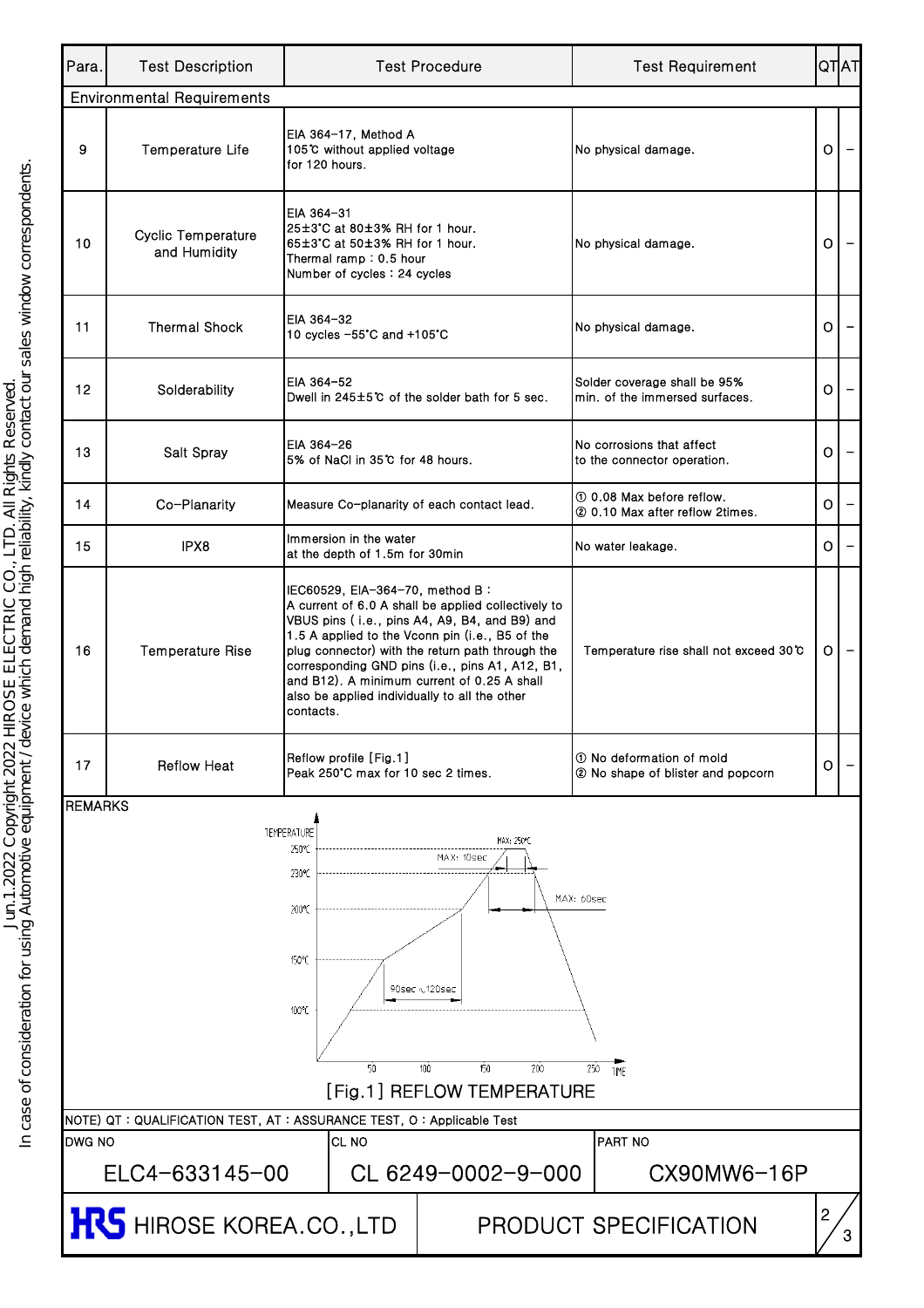| Para. | Test Description | Test Procedure | Test Requirement | QT | AT |
|---|---|---|---|---|---|
| Environmental Requirements | | | | | |
| 9 | Temperature Life | EIA 364-17, Method A<br>105℃ without applied voltage<br>for 120 hours. | No physical damage. | O | - |
| 10 | Cyclic Temperature and Humidity | EIA 364-31<br>25±3˚C at 80±3% RH for 1 hour.<br>65±3˚C at 50±3% RH for 1 hour.<br>Thermal ramp : 0.5 hour<br>Number of cycles : 24 cycles | No physical damage. | O | - |
| 11 | Thermal Shock | EIA 364-32<br>10 cycles -55˚C and +105˚C | No physical damage. | O | - |
| 12 | Solderability | EIA 364-52<br>Dwell in 245±5℃ of the solder bath for 5 sec. | Solder coverage shall be 95% min. of the immersed surfaces. | O | - |
| 13 | Salt Spray | EIA 364-26<br>5% of NaCl in 35℃ for 48 hours. | No corrosions that affect to the connector operation. | O | - |
| 14 | Co-Planarity | Measure Co-planarity of each contact lead. | ① 0.08 Max before reflow.<br>② 0.10 Max after reflow 2times. | O | - |
| 15 | IPX8 | Immersion in the water at the depth of 1.5m for 30min | No water leakage. | O | - |
| 16 | Temperature Rise | IEC60529, EIA-364-70, method B :<br>A current of 6.0 A shall be applied collectively to VBUS pins ( i.e., pins A4, A9, B4, and B9) and 1.5 A applied to the Vconn pin (i.e., B5 of the plug connector) with the return path through the corresponding GND pins (i.e., pins A1, A12, B1, and B12). A minimum current of 0.25 A shall also be applied individually to all the other contacts. | Temperature rise shall not exceed 30℃ | O | - |
| 17 | Reflow Heat | Reflow profile [Fig.1]<br>Peak 250˚C max for 10 sec 2 times. | ① No deformation of mold<br>② No shape of blister and popcorn | O | - |

REMARKS

[Fig.1] REFLOW TEMPERATURE

NOTE) QT : QUALIFICATION TEST, AT : ASSURANCE TEST, O : Applicable Test

| DWG NO | CL NO | PART NO |
|---|---|---|
| ELC4-633145-00 | CL 6249-0002-9-000 | CX90MW6-16P |

HIROSE KOREA.CO.,LTD — PRODUCT SPECIFICATION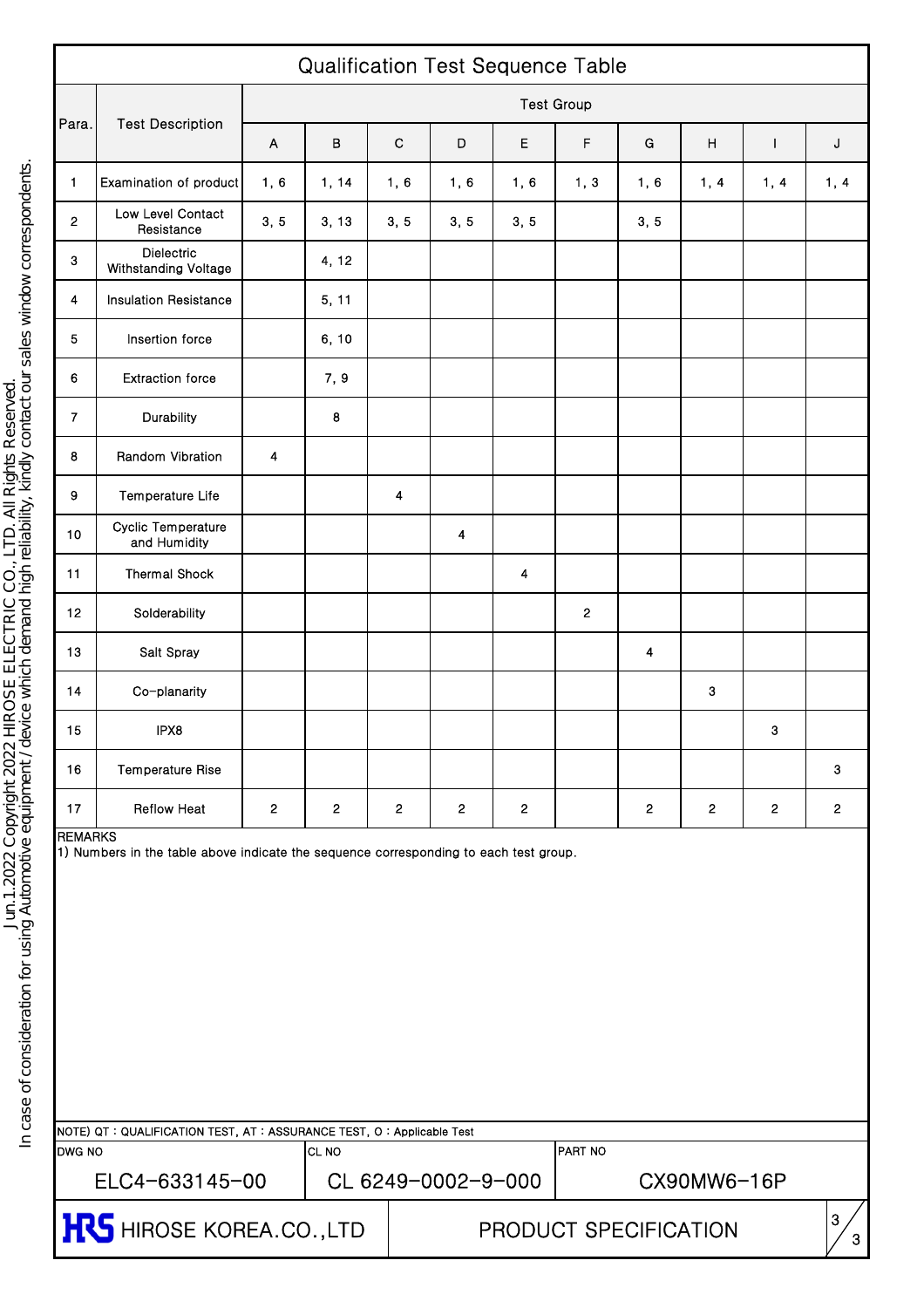# Qualification Test Sequence Table

| Para. | Test Description | Test Group | | | | | | | | | |
|---|---|---|---|---|---|---|---|---|---|---|---|
| | | A | B | C | D | E | F | G | H | I | J |
| 1 | Examination of product | 1, 6 | 1, 14 | 1, 6 | 1, 6 | 1, 6 | 1, 3 | 1, 6 | 1, 4 | 1, 4 | 1, 4 |
| 2 | Low Level Contact Resistance | 3, 5 | 3, 13 | 3, 5 | 3, 5 | 3, 5 | | 3, 5 | | | |
| 3 | Dielectric Withstanding Voltage | | 4, 12 | | | | | | | | |
| 4 | Insulation Resistance | | 5, 11 | | | | | | | | |
| 5 | Insertion force | | 6, 10 | | | | | | | | |
| 6 | Extraction force | | 7, 9 | | | | | | | | |
| 7 | Durability | | 8 | | | | | | | | |
| 8 | Random Vibration | 4 | | | | | | | | | |
| 9 | Temperature Life | | | 4 | | | | | | | |
| 10 | Cyclic Temperature and Humidity | | | | 4 | | | | | | |
| 11 | Thermal Shock | | | | | 4 | | | | | |
| 12 | Solderability | | | | | | 2 | | | | |
| 13 | Salt Spray | | | | | | | 4 | | | |
| 14 | Co-planarity | | | | | | | | 3 | | |
| 15 | IPX8 | | | | | | | | | 3 | |
| 16 | Temperature Rise | | | | | | | | | | 3 |
| 17 | Reflow Heat | 2 | 2 | 2 | 2 | 2 | | 2 | 2 | 2 | 2 |

REMARKS
1) Numbers in the table above indicate the sequence corresponding to each test group.

NOTE) QT : QUALIFICATION TEST, AT : ASSURANCE TEST, O : Applicable Test

| DWG NO | CL NO | PART NO |
|---|---|---|
| ELC4-633145-00 | CL 6249-0002-9-000 | CX90MW6-16P |

HRS HIROSE KOREA.CO.,LTD — PRODUCT SPECIFICATION

Jun.1.2022 Copyright 2022 HIROSE ELECTRIC CO., LTD. All Rights Reserved.
In case of consideration for using Automotive equipment / device which demand high reliability, kindly contact our sales window correspondents.